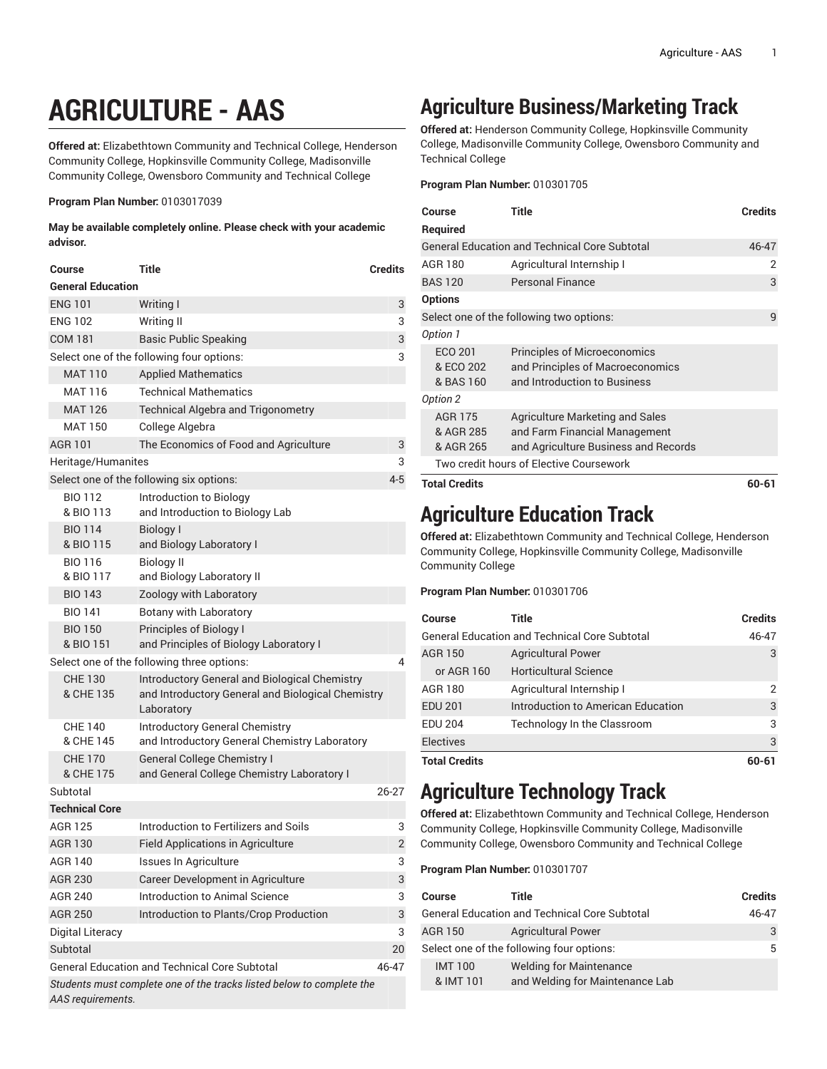# AGRICULTURE - AAS

**Offered at:** Elizabethtown Community and Technical College, Henderson Community College, Hopkinsville Community College, Madisonville Community College, Owensboro Community and Technical College

**Program Plan Number:** 0103017039

**May be available completely online. Please check with your academic advisor.**

| Course | Title | Credits |
|---|---|---|
| **General Education** | | |
| ENG 101 | Writing I | 3 |
| ENG 102 | Writing II | 3 |
| COM 181 | Basic Public Speaking | 3 |
| Select one of the following four options: | | 3 |
| MAT 110 | Applied Mathematics | |
| MAT 116 | Technical Mathematics | |
| MAT 126 | Technical Algebra and Trigonometry | |
| MAT 150 | College Algebra | |
| AGR 101 | The Economics of Food and Agriculture | 3 |
| Heritage/Humanites | | 3 |
| Select one of the following six options: | | 4-5 |
| BIO 112 & BIO 113 | Introduction to Biology and Introduction to Biology Lab | |
| BIO 114 & BIO 115 | Biology I and Biology Laboratory I | |
| BIO 116 & BIO 117 | Biology II and Biology Laboratory II | |
| BIO 143 | Zoology with Laboratory | |
| BIO 141 | Botany with Laboratory | |
| BIO 150 & BIO 151 | Principles of Biology I and Principles of Biology Laboratory I | |
| Select one of the following three options: | | 4 |
| CHE 130 & CHE 135 | Introductory General and Biological Chemistry and Introductory General and Biological Chemistry Laboratory | |
| CHE 140 & CHE 145 | Introductory General Chemistry and Introductory General Chemistry Laboratory | |
| CHE 170 & CHE 175 | General College Chemistry I and General College Chemistry Laboratory I | |
| Subtotal | | 26-27 |
| **Technical Core** | | |
| AGR 125 | Introduction to Fertilizers and Soils | 3 |
| AGR 130 | Field Applications in Agriculture | 2 |
| AGR 140 | Issues In Agriculture | 3 |
| AGR 230 | Career Development in Agriculture | 3 |
| AGR 240 | Introduction to Animal Science | 3 |
| AGR 250 | Introduction to Plants/Crop Production | 3 |
| Digital Literacy | | 3 |
| Subtotal | | 20 |
| General Education and Technical Core Subtotal | | 46-47 |
| *Students must complete one of the tracks listed below to complete the AAS requirements.* | | |

## Agriculture Business/Marketing Track

**Offered at:** Henderson Community College, Hopkinsville Community College, Madisonville Community College, Owensboro Community and Technical College

**Program Plan Number:** 010301705

| Course | Title | Credits |
|---|---|---|
| **Required** | | |
| General Education and Technical Core Subtotal | | 46-47 |
| AGR 180 | Agricultural Internship I | 2 |
| BAS 120 | Personal Finance | 3 |
| **Options** | | |
| Select one of the following two options: | | 9 |
| *Option 1* | | |
| ECO 201 & ECO 202 & BAS 160 | Principles of Microeconomics and Principles of Macroeconomics and Introduction to Business | |
| *Option 2* | | |
| AGR 175 & AGR 285 & AGR 265 | Agriculture Marketing and Sales and Farm Financial Management and Agriculture Business and Records | |
| Two credit hours of Elective Coursework | | |
| **Total Credits** | | **60-61** |

## Agriculture Education Track

**Offered at:** Elizabethtown Community and Technical College, Henderson Community College, Hopkinsville Community College, Madisonville Community College

**Program Plan Number:** 010301706

| Course | Title | Credits |
|---|---|---|
| General Education and Technical Core Subtotal | | 46-47 |
| AGR 150 | Agricultural Power | 3 |
| or AGR 160 | Horticultural Science | |
| AGR 180 | Agricultural Internship I | 2 |
| EDU 201 | Introduction to American Education | 3 |
| EDU 204 | Technology In the Classroom | 3 |
| Electives | | 3 |
| **Total Credits** | | **60-61** |

## Agriculture Technology Track

**Offered at:** Elizabethtown Community and Technical College, Henderson Community College, Hopkinsville Community College, Madisonville Community College, Owensboro Community and Technical College

**Program Plan Number:** 010301707

| Course | Title | Credits |
|---|---|---|
| General Education and Technical Core Subtotal | | 46-47 |
| AGR 150 | Agricultural Power | 3 |
| Select one of the following four options: | | 5 |
| IMT 100 & IMT 101 | Welding for Maintenance and Welding for Maintenance Lab | |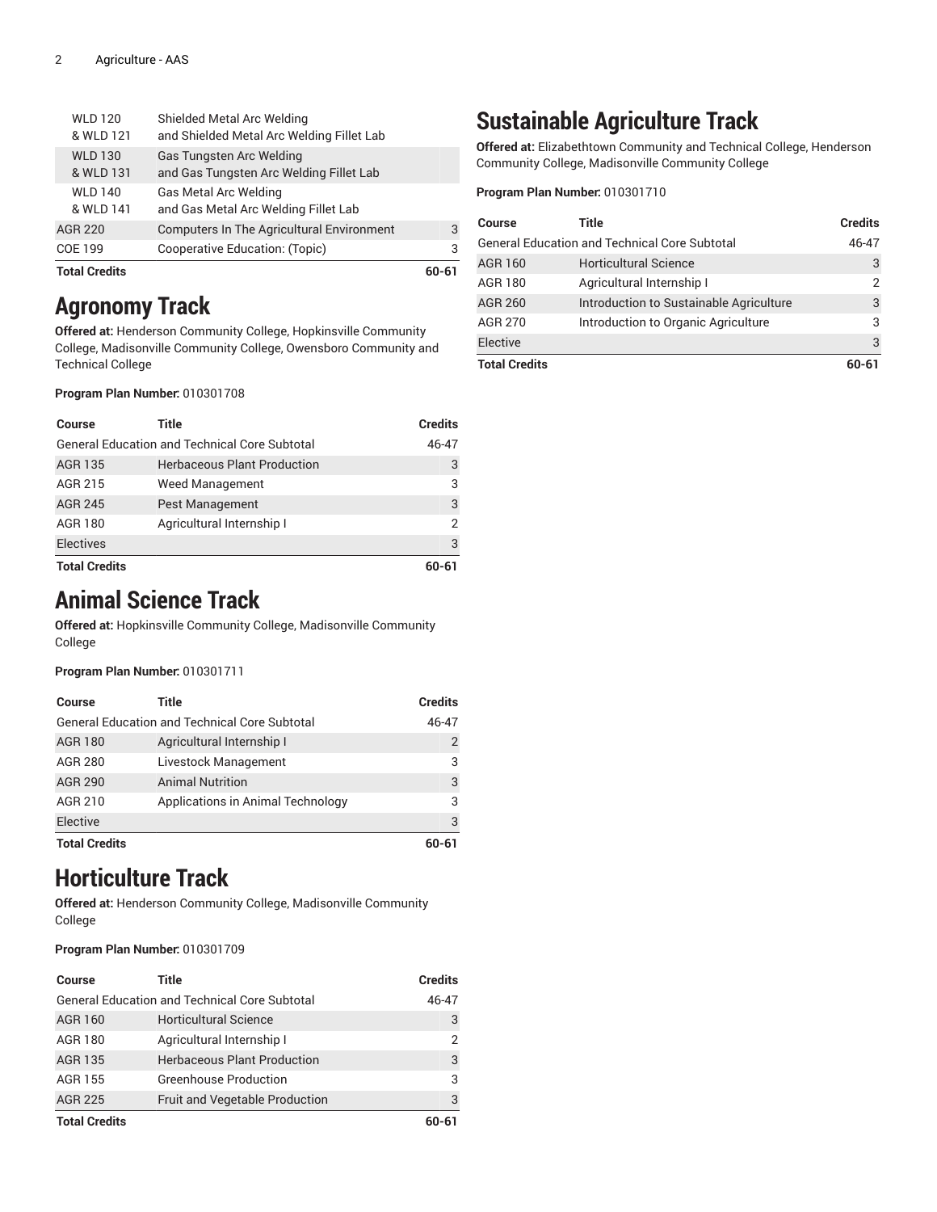| | | |
|---|---|---|
| WLD 120 & WLD 121 | Shielded Metal Arc Welding and Shielded Metal Arc Welding Fillet Lab | |
| WLD 130 & WLD 131 | Gas Tungsten Arc Welding and Gas Tungsten Arc Welding Fillet Lab | |
| WLD 140 & WLD 141 | Gas Metal Arc Welding and Gas Metal Arc Welding Fillet Lab | |
| AGR 220 | Computers In The Agricultural Environment | 3 |
| COE 199 | Cooperative Education: (Topic) | 3 |
| **Total Credits** | | **60-61** |

# Agronomy Track

**Offered at:** Henderson Community College, Hopkinsville Community College, Madisonville Community College, Owensboro Community and Technical College

**Program Plan Number:** 010301708

| Course | Title | Credits |
|---|---|---|
| General Education and Technical Core Subtotal | | 46-47 |
| AGR 135 | Herbaceous Plant Production | 3 |
| AGR 215 | Weed Management | 3 |
| AGR 245 | Pest Management | 3 |
| AGR 180 | Agricultural Internship I | 2 |
| Electives | | 3 |
| **Total Credits** | | **60-61** |

# Animal Science Track

**Offered at:** Hopkinsville Community College, Madisonville Community College

**Program Plan Number:** 010301711

| Course | Title | Credits |
|---|---|---|
| General Education and Technical Core Subtotal | | 46-47 |
| AGR 180 | Agricultural Internship I | 2 |
| AGR 280 | Livestock Management | 3 |
| AGR 290 | Animal Nutrition | 3 |
| AGR 210 | Applications in Animal Technology | 3 |
| Elective | | 3 |
| **Total Credits** | | **60-61** |

# Horticulture Track

**Offered at:** Henderson Community College, Madisonville Community College

**Program Plan Number:** 010301709

| Course | Title | Credits |
|---|---|---|
| General Education and Technical Core Subtotal | | 46-47 |
| AGR 160 | Horticultural Science | 3 |
| AGR 180 | Agricultural Internship I | 2 |
| AGR 135 | Herbaceous Plant Production | 3 |
| AGR 155 | Greenhouse Production | 3 |
| AGR 225 | Fruit and Vegetable Production | 3 |
| **Total Credits** | | **60-61** |

# Sustainable Agriculture Track

**Offered at:** Elizabethtown Community and Technical College, Henderson Community College, Madisonville Community College

**Program Plan Number:** 010301710

| Course | Title | Credits |
|---|---|---|
| General Education and Technical Core Subtotal | | 46-47 |
| AGR 160 | Horticultural Science | 3 |
| AGR 180 | Agricultural Internship I | 2 |
| AGR 260 | Introduction to Sustainable Agriculture | 3 |
| AGR 270 | Introduction to Organic Agriculture | 3 |
| Elective | | 3 |
| **Total Credits** | | **60-61** |